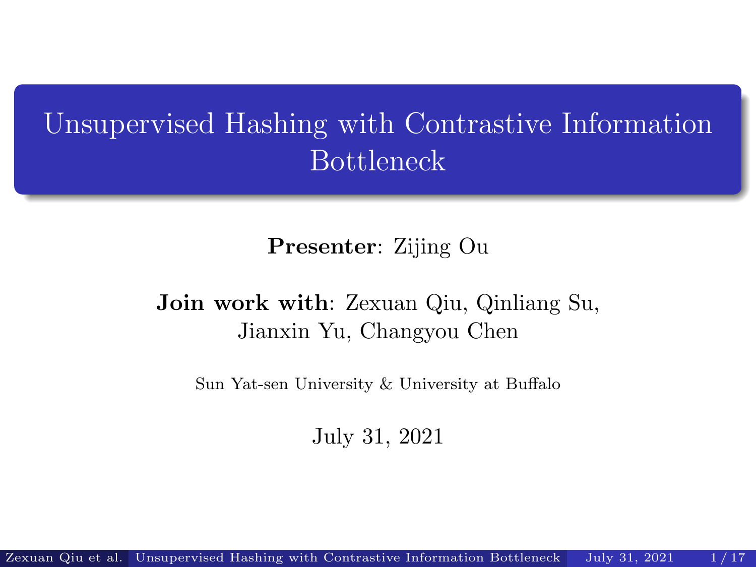# Unsupervised Hashing with Contrastive Information Bottleneck

**Presenter**: Zijing Ou

**Join work with**: Zexuan Qiu, Qinliang Su, Jianxin Yu, Changyou Chen

Sun Yat-sen University & University at Buffalo

July 31, 2021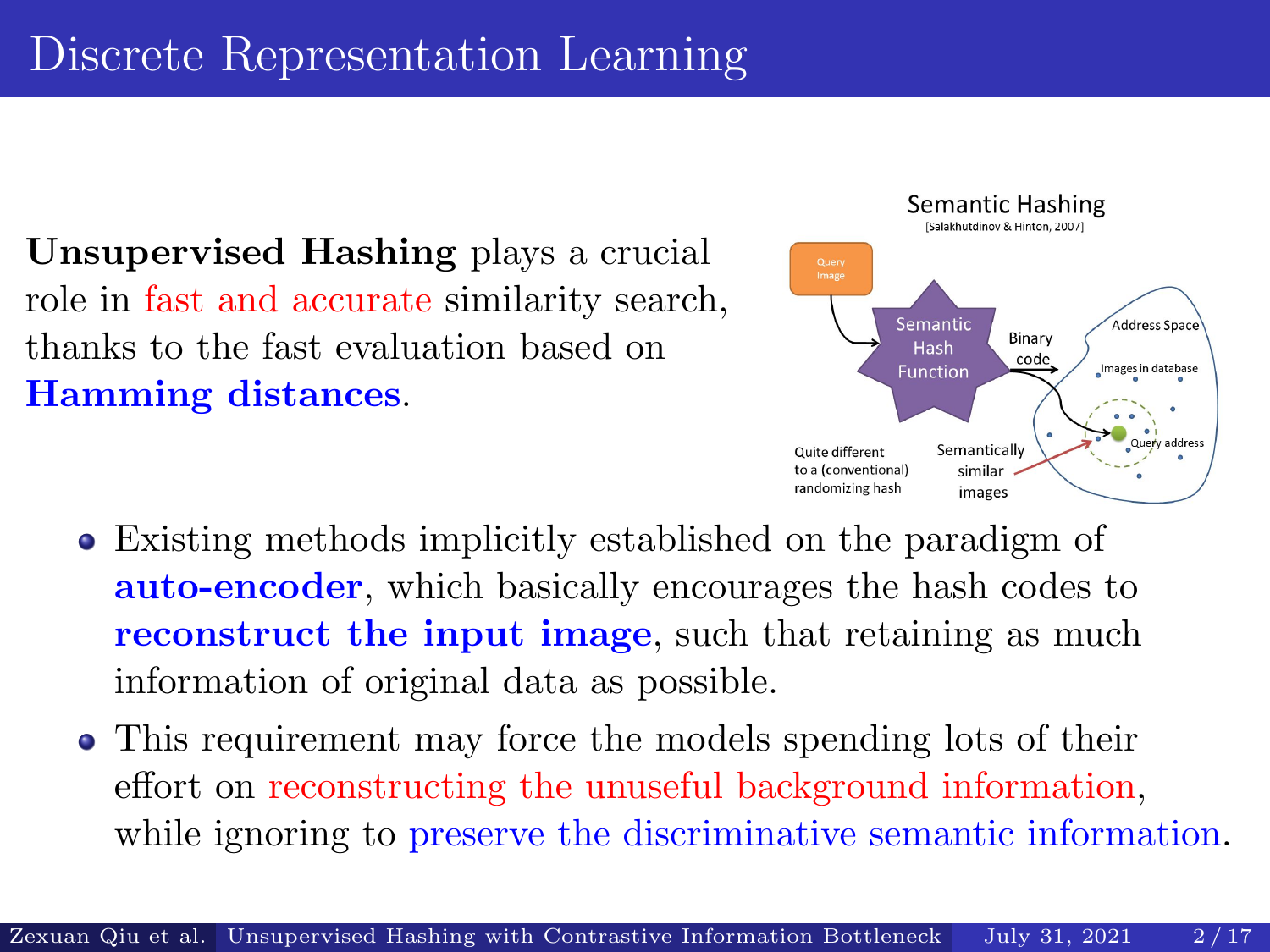# Discrete Representation Learning

**Unsupervised Hashing** plays a crucial role in fast and accurate similarity search, thanks to the fast evaluation based on **Hamming distances**.

Semantic Hashing
[Salakhutdinov & Hinton, 2007]

Query Image

Semantic Hash Function

Binary code

Address Space

Images in database

Query address

Quite different to a (conventional) randomizing hash

Semantically similar images

- Existing methods implicitly established on the paradigm of **auto-encoder**, which basically encourages the hash codes to **reconstruct the input image**, such that retaining as much information of original data as possible.
- This requirement may force the models spending lots of their effort on reconstructing the unuseful background information, while ignoring to preserve the discriminative semantic information.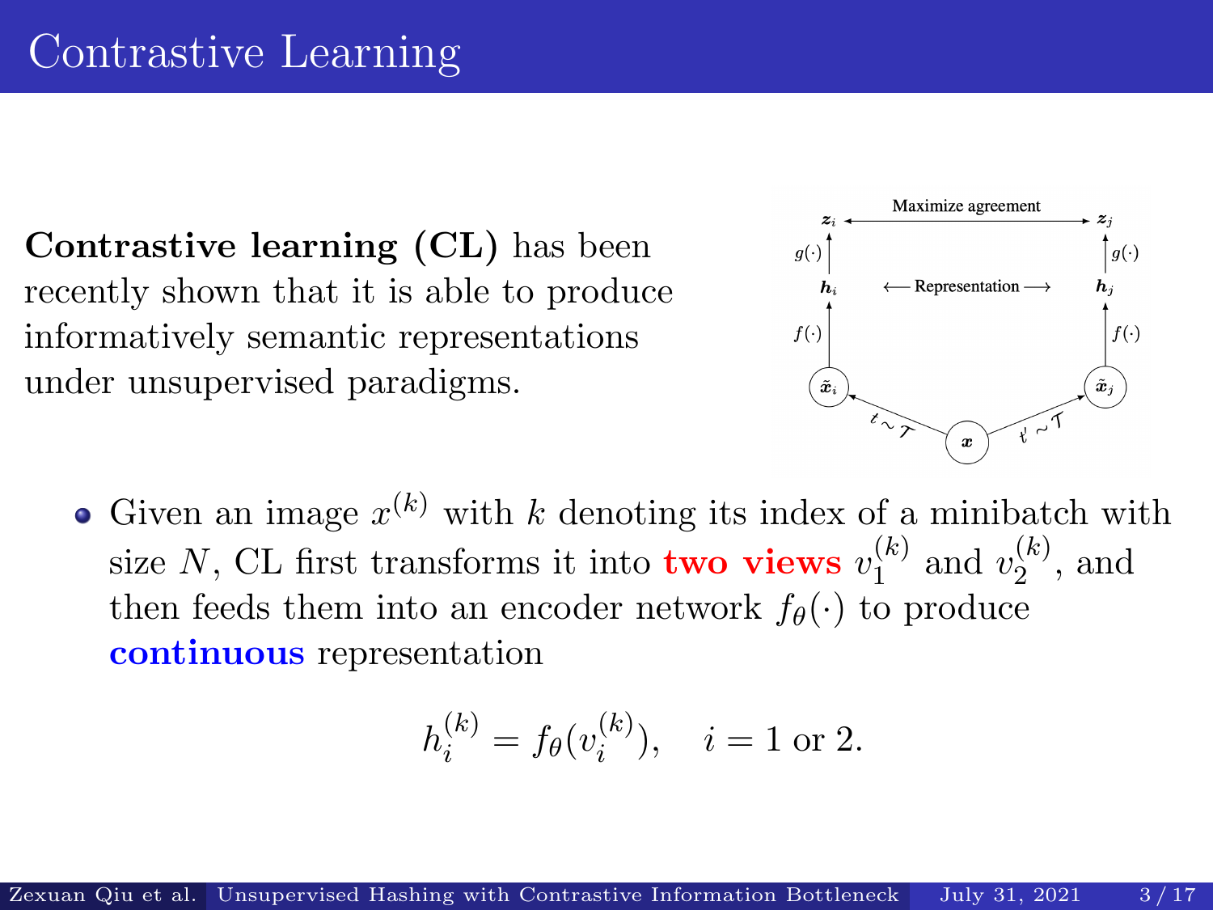# Contrastive Learning

**Contrastive learning (CL)** has been recently shown that it is able to produce informatively semantic representations under unsupervised paradigms.

- Given an image $x^{(k)}$ with $k$ denoting its index of a minibatch with size $N$, CL first transforms it into **two views** $v_1^{(k)}$ and $v_2^{(k)}$, and then feeds them into an encoder network $f_\theta(\cdot)$ to produce **continuous** representation

$$h_i^{(k)} = f_\theta(v_i^{(k)}), \quad i = 1 \text{ or } 2.$$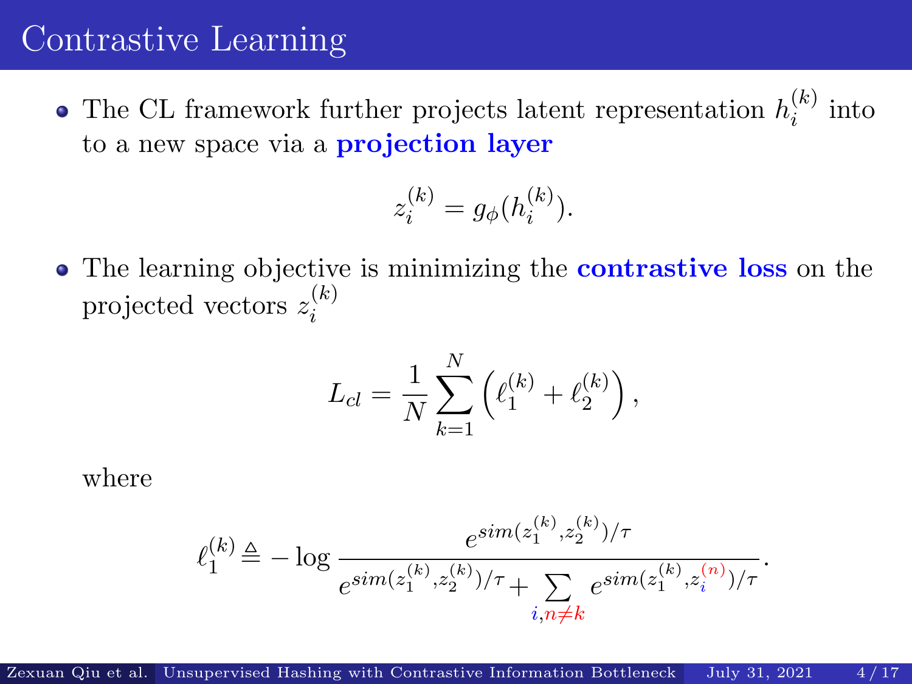# Contrastive Learning

- The CL framework further projects latent representation $h_i^{(k)}$ into to a new space via a **projection layer**

$$z_i^{(k)} = g_\phi(h_i^{(k)}).$$

- The learning objective is minimizing the **contrastive loss** on the projected vectors $z_i^{(k)}$

$$L_{cl} = \frac{1}{N} \sum_{k=1}^{N} \left( \ell_1^{(k)} + \ell_2^{(k)} \right),$$

where

$$\ell_1^{(k)} \triangleq -\log \frac{e^{sim(z_1^{(k)}, z_2^{(k)})/\tau}}{e^{sim(z_1^{(k)}, z_2^{(k)})/\tau} + \sum_{i, n \neq k} e^{sim(z_1^{(k)}, z_i^{(n)})/\tau}}.$$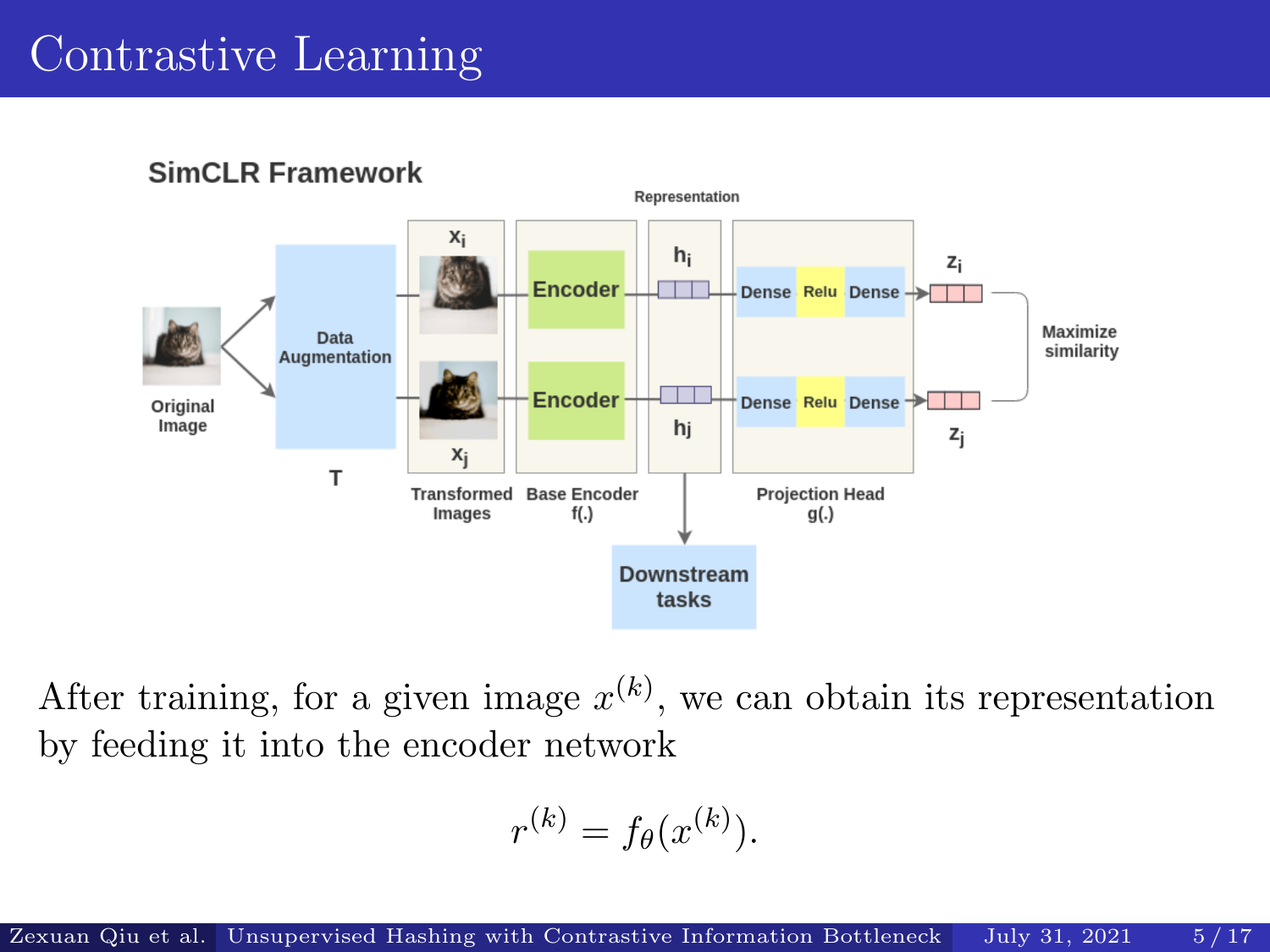# Contrastive Learning

After training, for a given image $x^{(k)}$, we can obtain its representation by feeding it into the encoder network

$$r^{(k)} = f_\theta(x^{(k)}).$$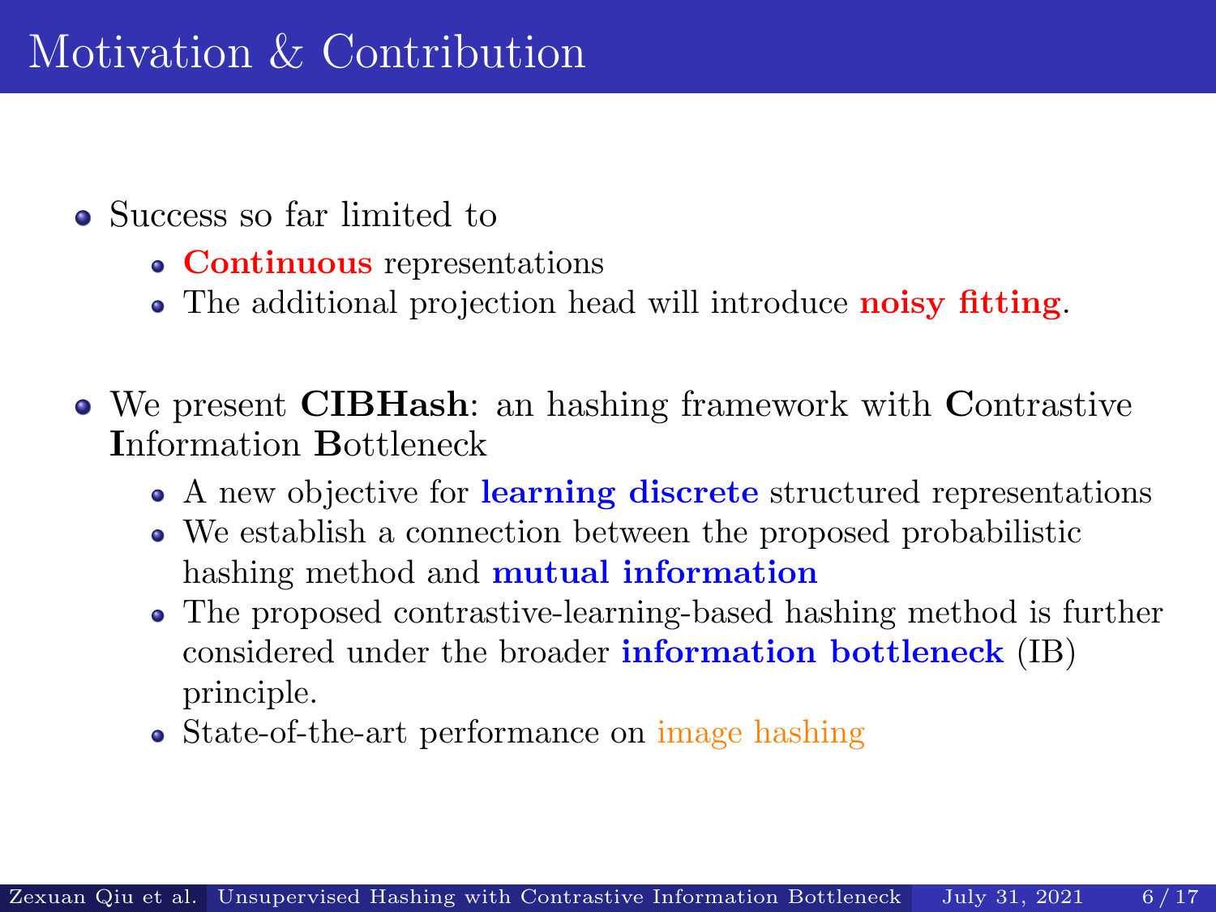# Motivation & Contribution

- Success so far limited to
  - **Continuous** representations
  - The additional projection head will introduce **noisy fitting**.
- We present **CIBHash**: an hashing framework with **C**ontrastive **I**nformation **B**ottleneck
  - A new objective for **learning discrete** structured representations
  - We establish a connection between the proposed probabilistic hashing method and **mutual information**
  - The proposed contrastive-learning-based hashing method is further considered under the broader **information bottleneck** (IB) principle.
  - State-of-the-art performance on image hashing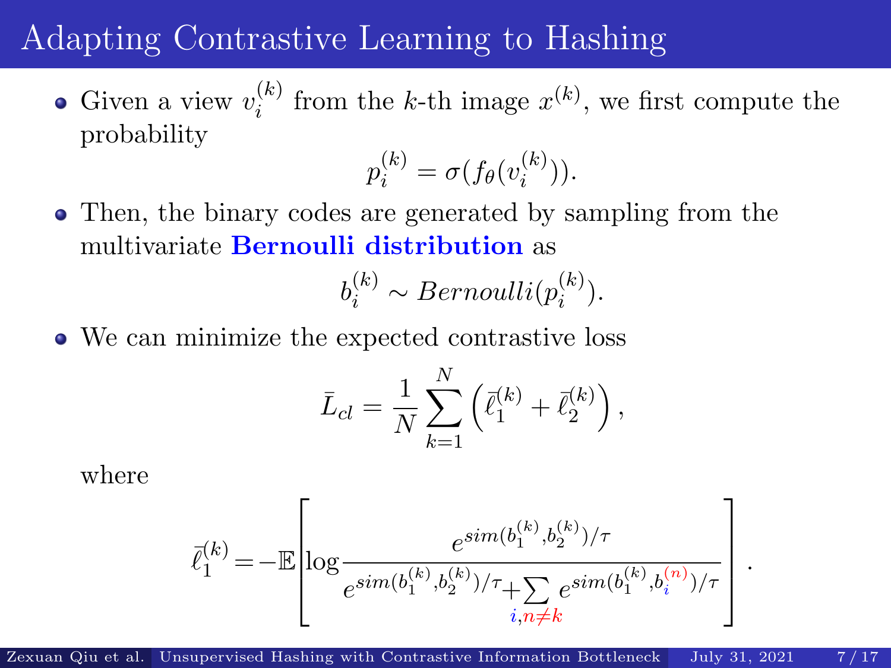# Adapting Contrastive Learning to Hashing

- Given a view $v_i^{(k)}$ from the $k$-th image $x^{(k)}$, we first compute the probability

$$p_i^{(k)} = \sigma(f_\theta(v_i^{(k)})).$$

- Then, the binary codes are generated by sampling from the multivariate **Bernoulli distribution** as

$$b_i^{(k)} \sim Bernoulli(p_i^{(k)}).$$

- We can minimize the expected contrastive loss

$$\bar{L}_{cl} = \frac{1}{N} \sum_{k=1}^{N} \left( \bar{\ell}_1^{(k)} + \bar{\ell}_2^{(k)} \right),$$

  where

$$\bar{\ell}_1^{(k)} = -\mathbb{E}\left[ \log \frac{e^{sim(b_1^{(k)}, b_2^{(k)})/\tau}}{e^{sim(b_1^{(k)}, b_2^{(k)})/\tau} + \sum_{i, n \neq k} e^{sim(b_1^{(k)}, b_i^{(n)})/\tau}} \right].$$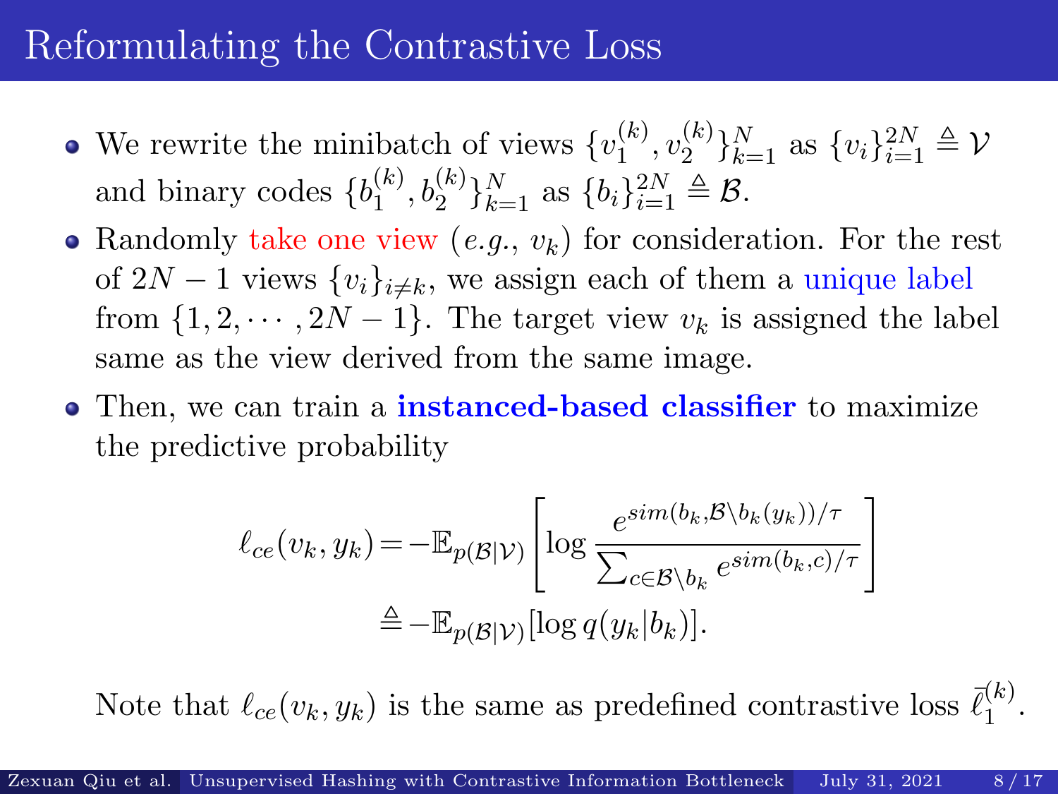# Reformulating the Contrastive Loss

- We rewrite the minibatch of views $\{v_1^{(k)}, v_2^{(k)}\}_{k=1}^N$ as $\{v_i\}_{i=1}^{2N} \triangleq \mathcal{V}$ and binary codes $\{b_1^{(k)}, b_2^{(k)}\}_{k=1}^N$ as $\{b_i\}_{i=1}^{2N} \triangleq \mathcal{B}$.
- Randomly take one view (*e.g.*, $v_k$) for consideration. For the rest of $2N-1$ views $\{v_i\}_{i \neq k}$, we assign each of them a unique label from $\{1, 2, \cdots, 2N-1\}$. The target view $v_k$ is assigned the label same as the view derived from the same image.
- Then, we can train a **instanced-based classifier** to maximize the predictive probability

$$
\begin{aligned}
\ell_{ce}(v_k, y_k) &= -\mathbb{E}_{p(\mathcal{B}|\mathcal{V})}\left[\log \frac{e^{sim(b_k, \mathcal{B}\backslash b_k(y_k))/\tau}}{\sum_{c \in \mathcal{B}\backslash b_k} e^{sim(b_k, c)/\tau}}\right] \\
&\triangleq -\mathbb{E}_{p(\mathcal{B}|\mathcal{V})}[\log q(y_k|b_k)].
\end{aligned}
$$

Note that $\ell_{ce}(v_k, y_k)$ is the same as predefined contrastive loss $\bar{\ell}_1^{(k)}$.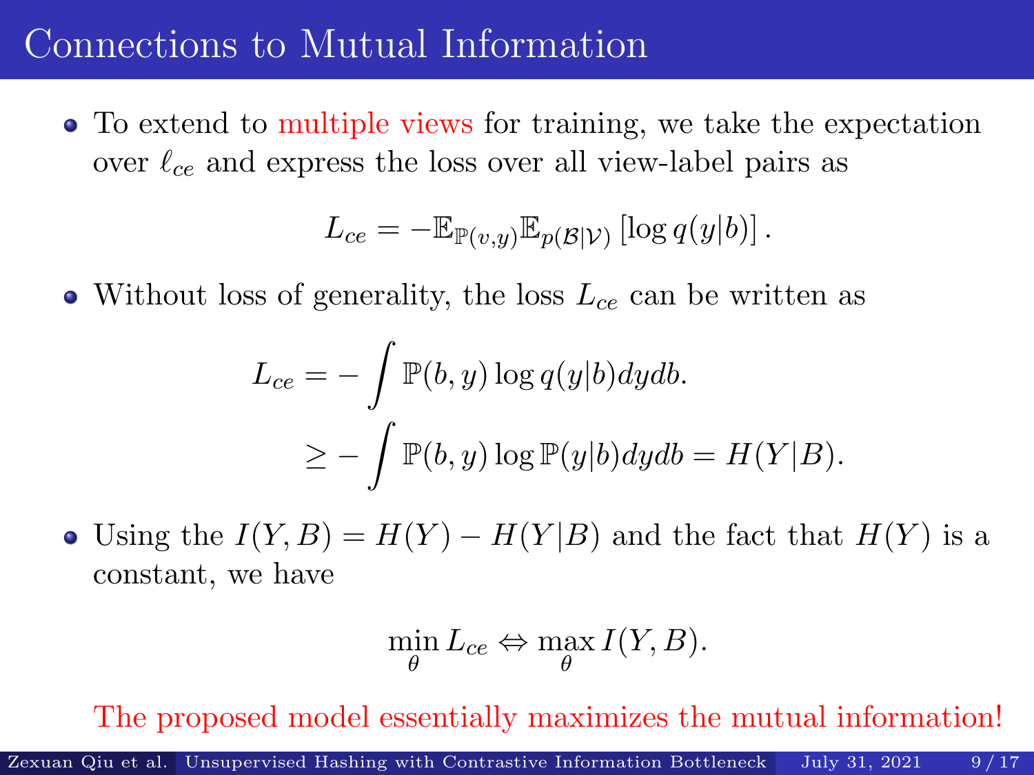# Connections to Mutual Information

- To extend to multiple views for training, we take the expectation over $\ell_{ce}$ and express the loss over all view-label pairs as

$$L_{ce} = -\mathbb{E}_{\mathbb{P}(v,y)}\mathbb{E}_{p(\mathcal{B}|\mathcal{V})}\left[\log q(y|b)\right].$$

- Without loss of generality, the loss $L_{ce}$ can be written as

$$\begin{aligned} L_{ce} &= -\int \mathbb{P}(b,y)\log q(y|b)dydb. \\ &\geq -\int \mathbb{P}(b,y)\log \mathbb{P}(y|b)dydb = H(Y|B). \end{aligned}$$

- Using the $I(Y,B) = H(Y) - H(Y|B)$ and the fact that $H(Y)$ is a constant, we have

$$\min_{\theta} L_{ce} \Leftrightarrow \max_{\theta} I(Y,B).$$

The proposed model essentially maximizes the mutual information!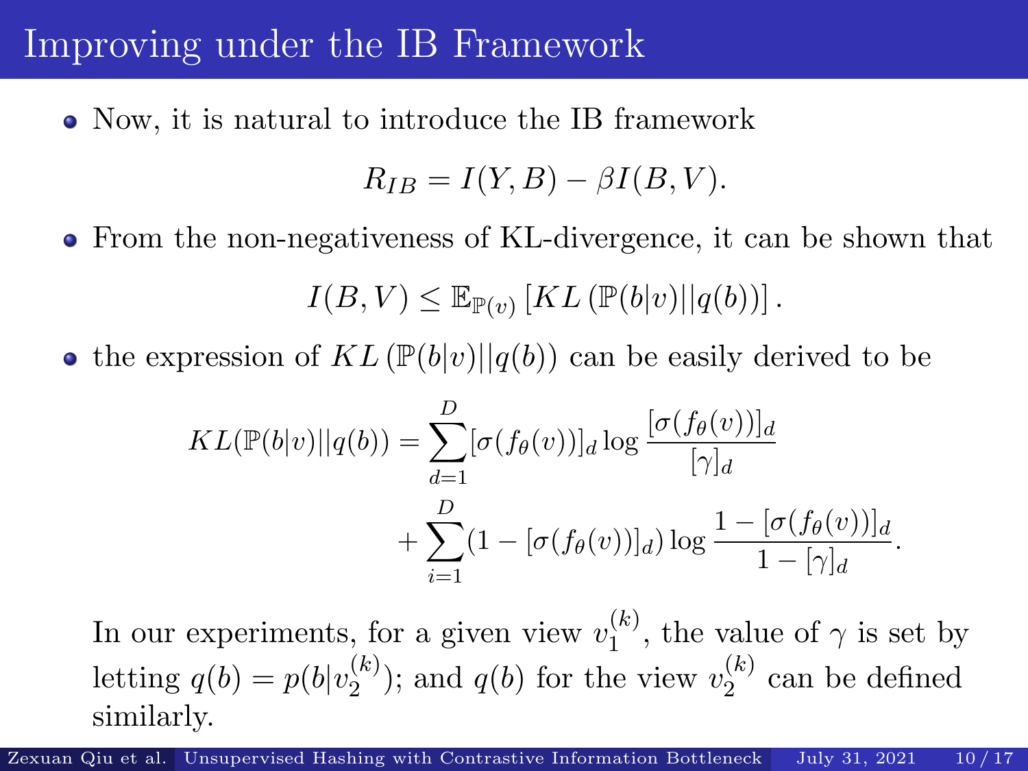# Improving under the IB Framework

- Now, it is natural to introduce the IB framework

$$R_{IB} = I(Y, B) - \beta I(B, V).$$

- From the non-negativeness of KL-divergence, it can be shown that

$$I(B, V) \leq \mathbb{E}_{\mathbb{P}(v)} \left[ KL \left( \mathbb{P}(b|v) || q(b) \right) \right].$$

- the expression of $KL \left( \mathbb{P}(b|v) || q(b) \right)$ can be easily derived to be

$$\begin{aligned} KL(\mathbb{P}(b|v)||q(b)) = & \sum_{d=1}^{D} [\sigma(f_\theta(v))]_d \log \frac{[\sigma(f_\theta(v))]_d}{[\gamma]_d} \\ & + \sum_{i=1}^{D} (1 - [\sigma(f_\theta(v))]_d) \log \frac{1 - [\sigma(f_\theta(v))]_d}{1 - [\gamma]_d}. \end{aligned}$$

  In our experiments, for a given view $v_1^{(k)}$, the value of $\gamma$ is set by letting $q(b) = p(b|v_2^{(k)})$; and $q(b)$ for the view $v_2^{(k)}$ can be defined similarly.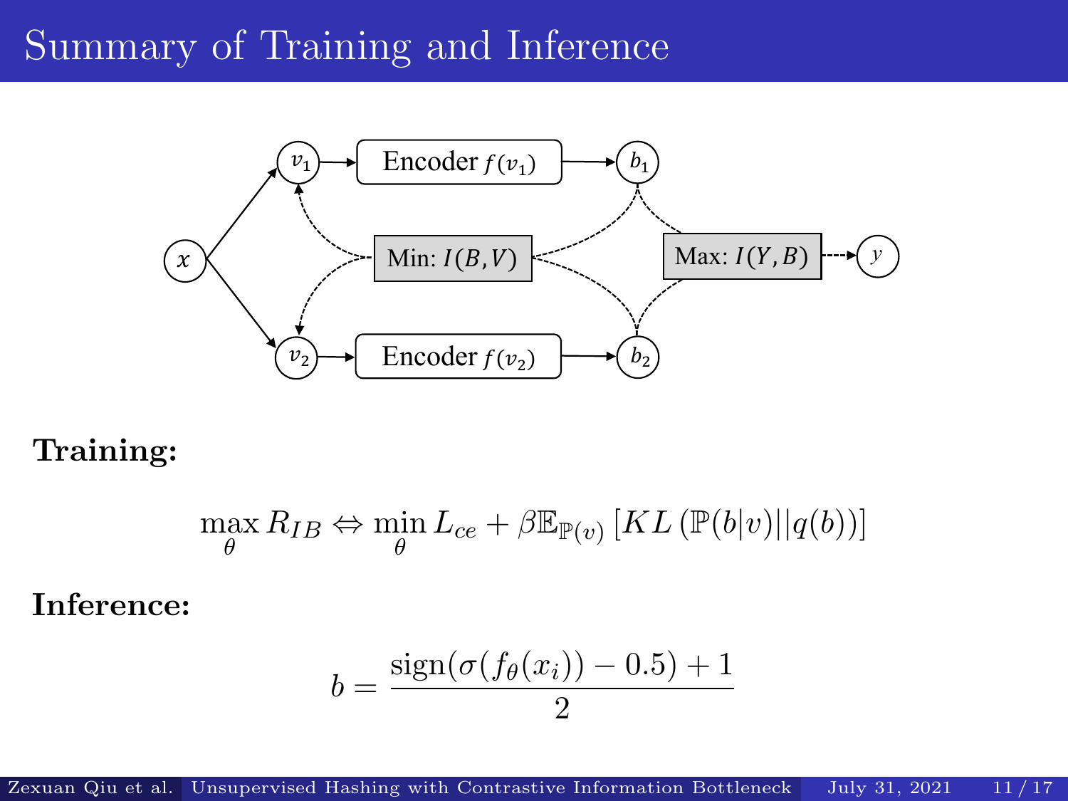# Summary of Training and Inference

**Training:**

$$\max_{\theta} R_{IB} \Leftrightarrow \min_{\theta} L_{ce} + \beta \mathbb{E}_{\mathbb{P}(v)} \left[ KL \left( \mathbb{P}(b|v) || q(b) \right) \right]$$

**Inference:**

$$b = \frac{\text{sign}(\sigma(f_\theta(x_i)) - 0.5) + 1}{2}$$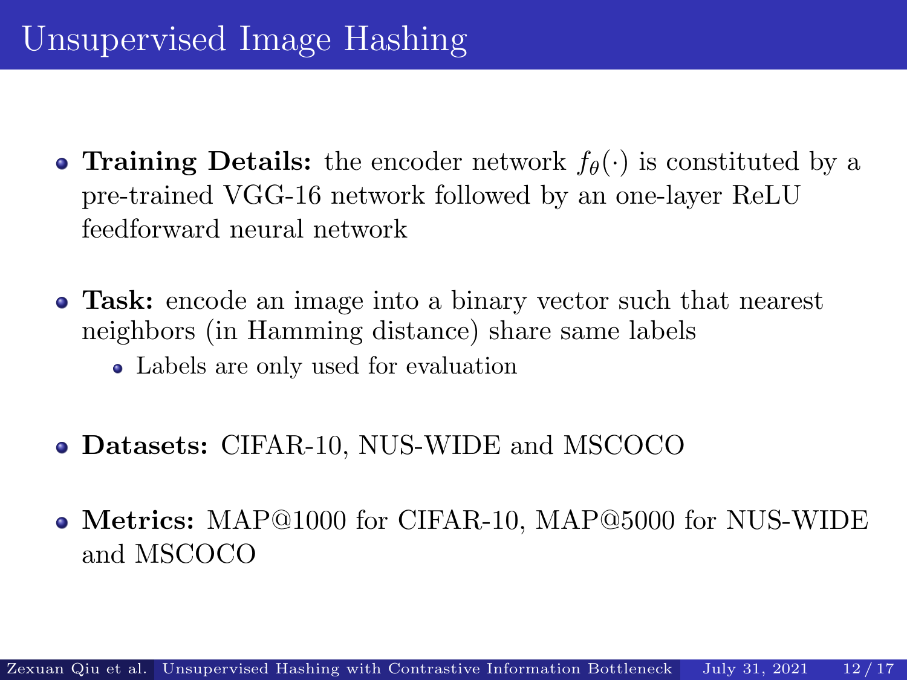# Unsupervised Image Hashing

- **Training Details:** the encoder network $f_\theta(\cdot)$ is constituted by a pre-trained VGG-16 network followed by an one-layer ReLU feedforward neural network
- **Task:** encode an image into a binary vector such that nearest neighbors (in Hamming distance) share same labels
  - Labels are only used for evaluation
- **Datasets:** CIFAR-10, NUS-WIDE and MSCOCO
- **Metrics:** MAP@1000 for CIFAR-10, MAP@5000 for NUS-WIDE and MSCOCO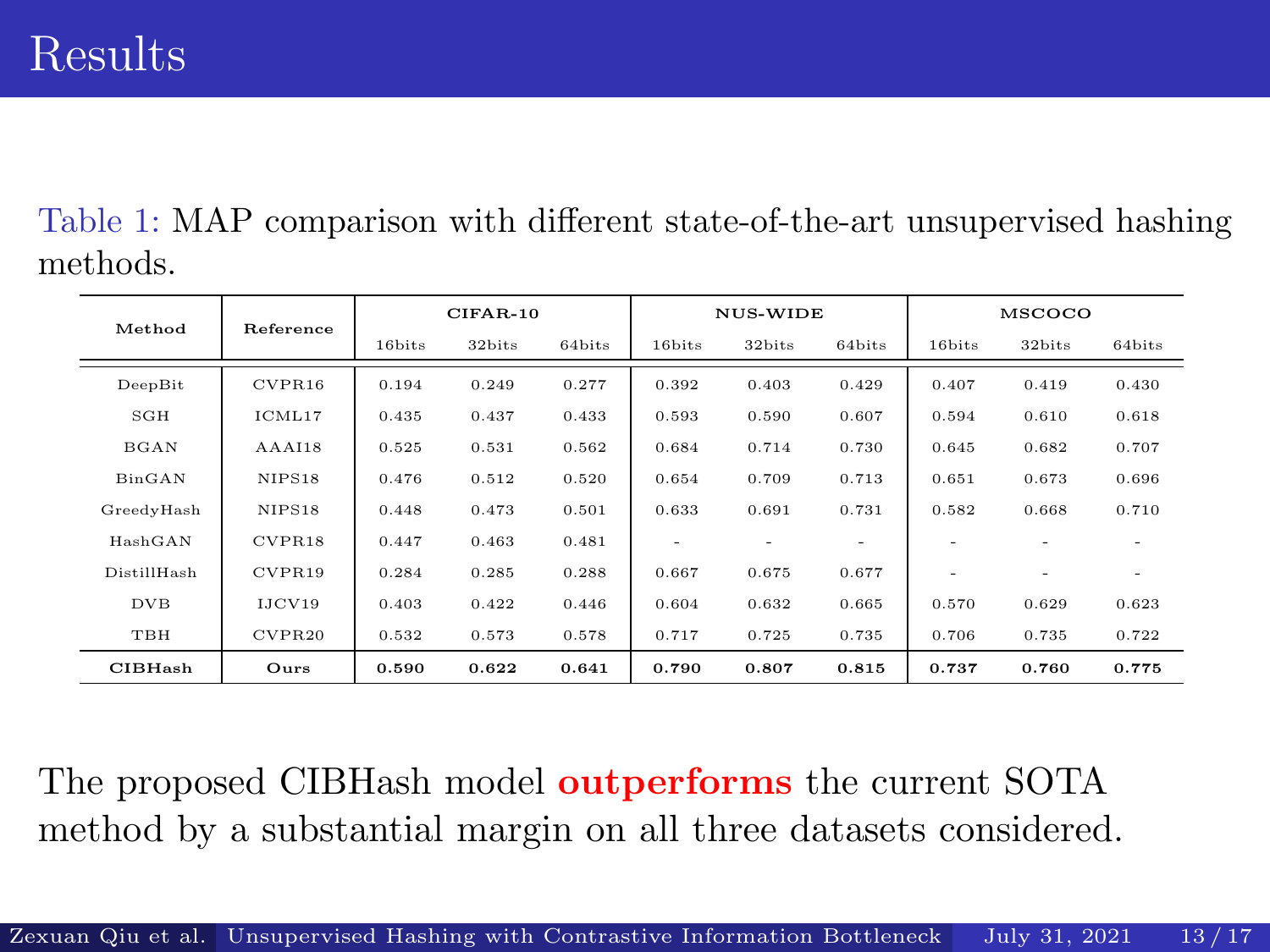# Results

Table 1: MAP comparison with different state-of-the-art unsupervised hashing methods.

| Method | Reference | CIFAR-10 | | | NUS-WIDE | | | MSCOCO | | |
|---|---|---|---|---|---|---|---|---|---|---|
| | | 16bits | 32bits | 64bits | 16bits | 32bits | 64bits | 16bits | 32bits | 64bits |
| DeepBit | CVPR16 | 0.194 | 0.249 | 0.277 | 0.392 | 0.403 | 0.429 | 0.407 | 0.419 | 0.430 |
| SGH | ICML17 | 0.435 | 0.437 | 0.433 | 0.593 | 0.590 | 0.607 | 0.594 | 0.610 | 0.618 |
| BGAN | AAAI18 | 0.525 | 0.531 | 0.562 | 0.684 | 0.714 | 0.730 | 0.645 | 0.682 | 0.707 |
| BinGAN | NIPS18 | 0.476 | 0.512 | 0.520 | 0.654 | 0.709 | 0.713 | 0.651 | 0.673 | 0.696 |
| GreedyHash | NIPS18 | 0.448 | 0.473 | 0.501 | 0.633 | 0.691 | 0.731 | 0.582 | 0.668 | 0.710 |
| HashGAN | CVPR18 | 0.447 | 0.463 | 0.481 | - | - | - | - | - | - |
| DistillHash | CVPR19 | 0.284 | 0.285 | 0.288 | 0.667 | 0.675 | 0.677 | - | - | - |
| DVB | IJCV19 | 0.403 | 0.422 | 0.446 | 0.604 | 0.632 | 0.665 | 0.570 | 0.629 | 0.623 |
| TBH | CVPR20 | 0.532 | 0.573 | 0.578 | 0.717 | 0.725 | 0.735 | 0.706 | 0.735 | 0.722 |
| **CIBHash** | **Ours** | **0.590** | **0.622** | **0.641** | **0.790** | **0.807** | **0.815** | **0.737** | **0.760** | **0.775** |

The proposed CIBHash model **outperforms** the current SOTA method by a substantial margin on all three datasets considered.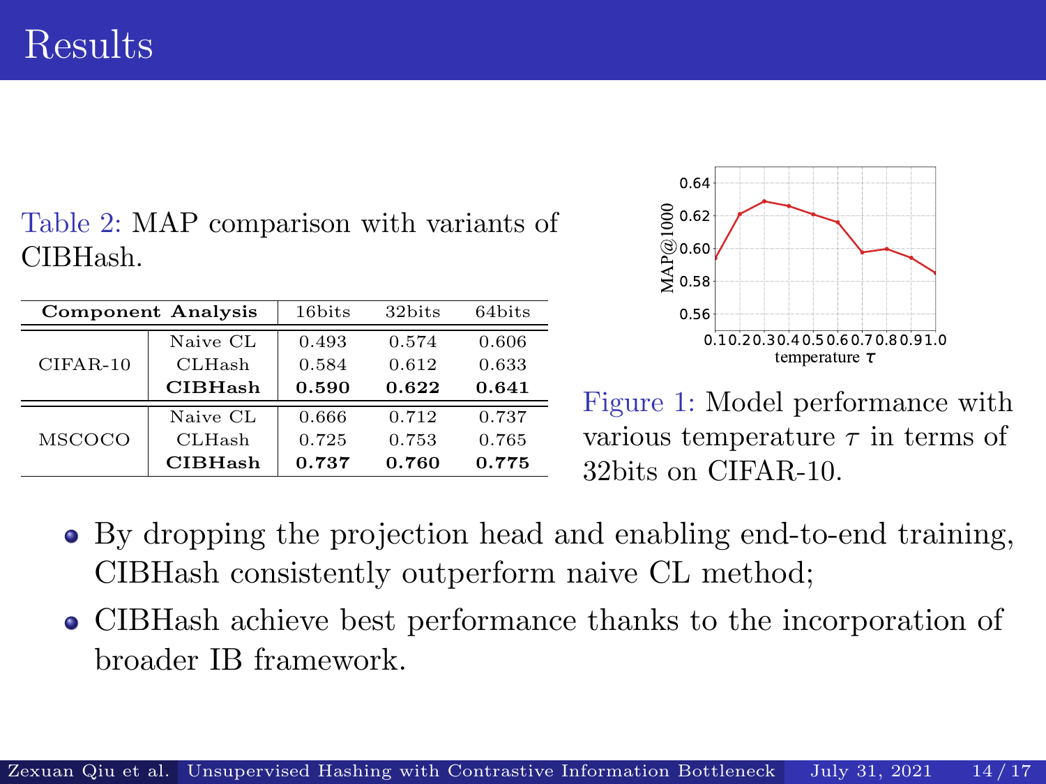# Results

Table 2: MAP comparison with variants of CIBHash.

| Component Analysis | | 16bits | 32bits | 64bits |
|---|---|---|---|---|
| CIFAR-10 | Naive CL | 0.493 | 0.574 | 0.606 |
| | CLHash | 0.584 | 0.612 | 0.633 |
| | **CIBHash** | **0.590** | **0.622** | **0.641** |
| MSCOCO | Naive CL | 0.666 | 0.712 | 0.737 |
| | CLHash | 0.725 | 0.753 | 0.765 |
| | **CIBHash** | **0.737** | **0.760** | **0.775** |

Figure 1: Model performance with various temperature $\tau$ in terms of 32bits on CIFAR-10.

- By dropping the projection head and enabling end-to-end training, CIBHash consistently outperform naive CL method;
- CIBHash achieve best performance thanks to the incorporation of broader IB framework.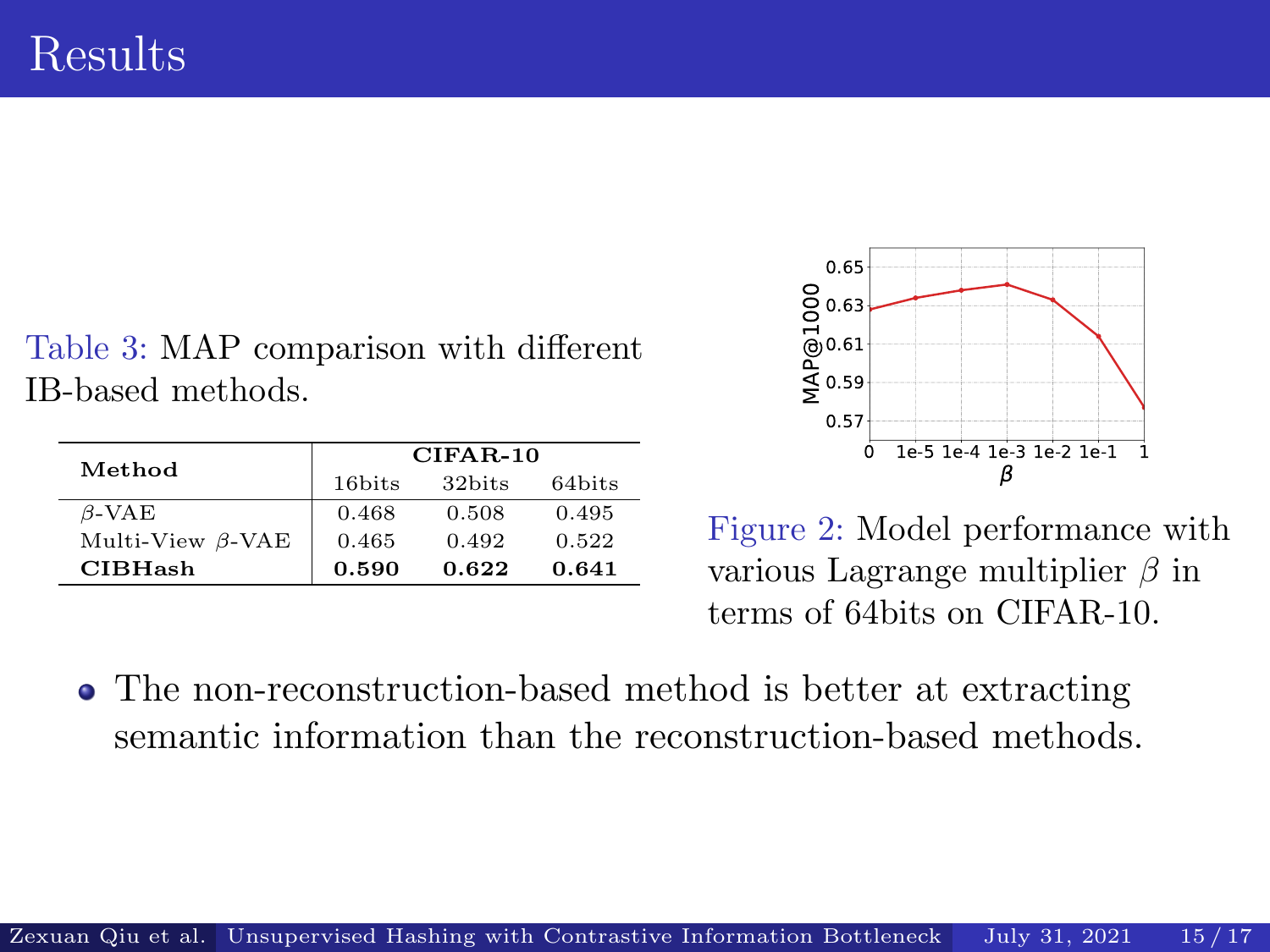# Results

Table 3: MAP comparison with different IB-based methods.

| Method | CIFAR-10 | | |
|---|---|---|---|
| | 16bits | 32bits | 64bits |
| $\beta$-VAE | 0.468 | 0.508 | 0.495 |
| Multi-View $\beta$-VAE | 0.465 | 0.492 | 0.522 |
| **CIBHash** | **0.590** | **0.622** | **0.641** |

Figure 2: Model performance with various Lagrange multiplier $\beta$ in terms of 64bits on CIFAR-10.

- The non-reconstruction-based method is better at extracting semantic information than the reconstruction-based methods.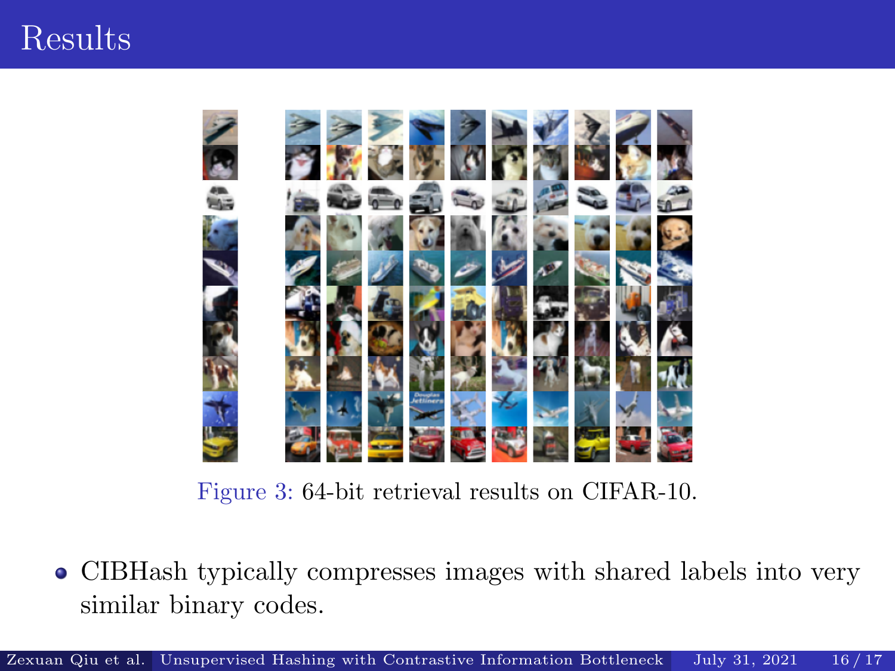# Results

Figure 3: 64-bit retrieval results on CIFAR-10.

- CIBHash typically compresses images with shared labels into very similar binary codes.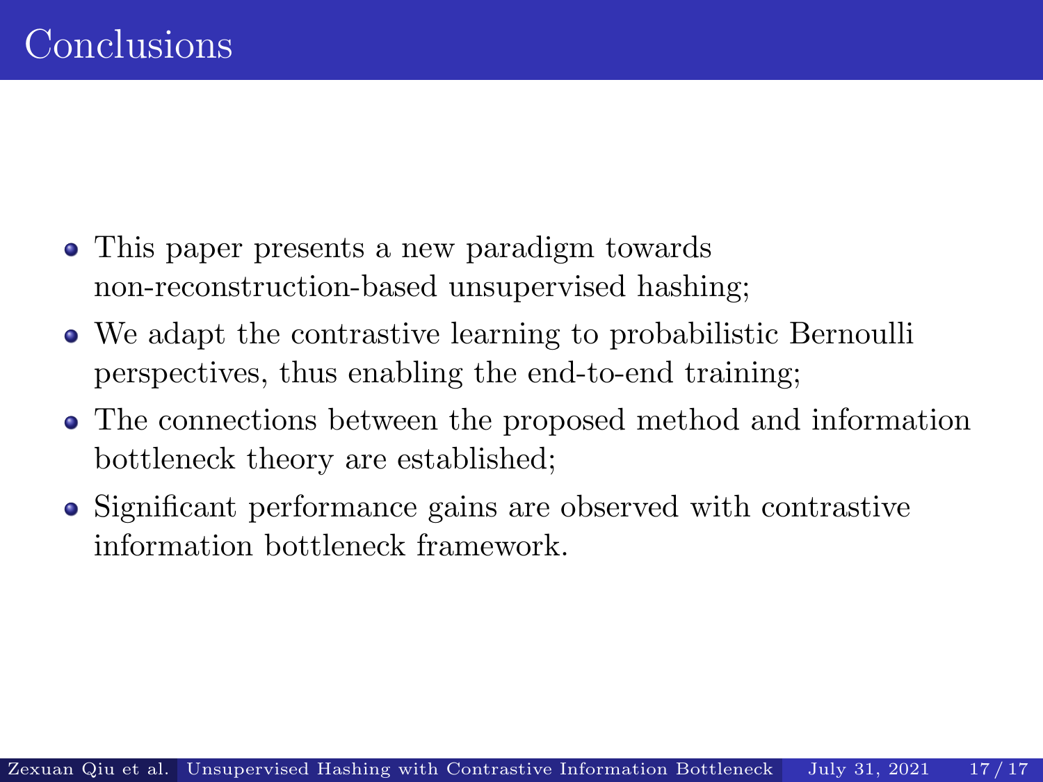# Conclusions

- This paper presents a new paradigm towards non-reconstruction-based unsupervised hashing;
- We adapt the contrastive learning to probabilistic Bernoulli perspectives, thus enabling the end-to-end training;
- The connections between the proposed method and information bottleneck theory are established;
- Significant performance gains are observed with contrastive information bottleneck framework.